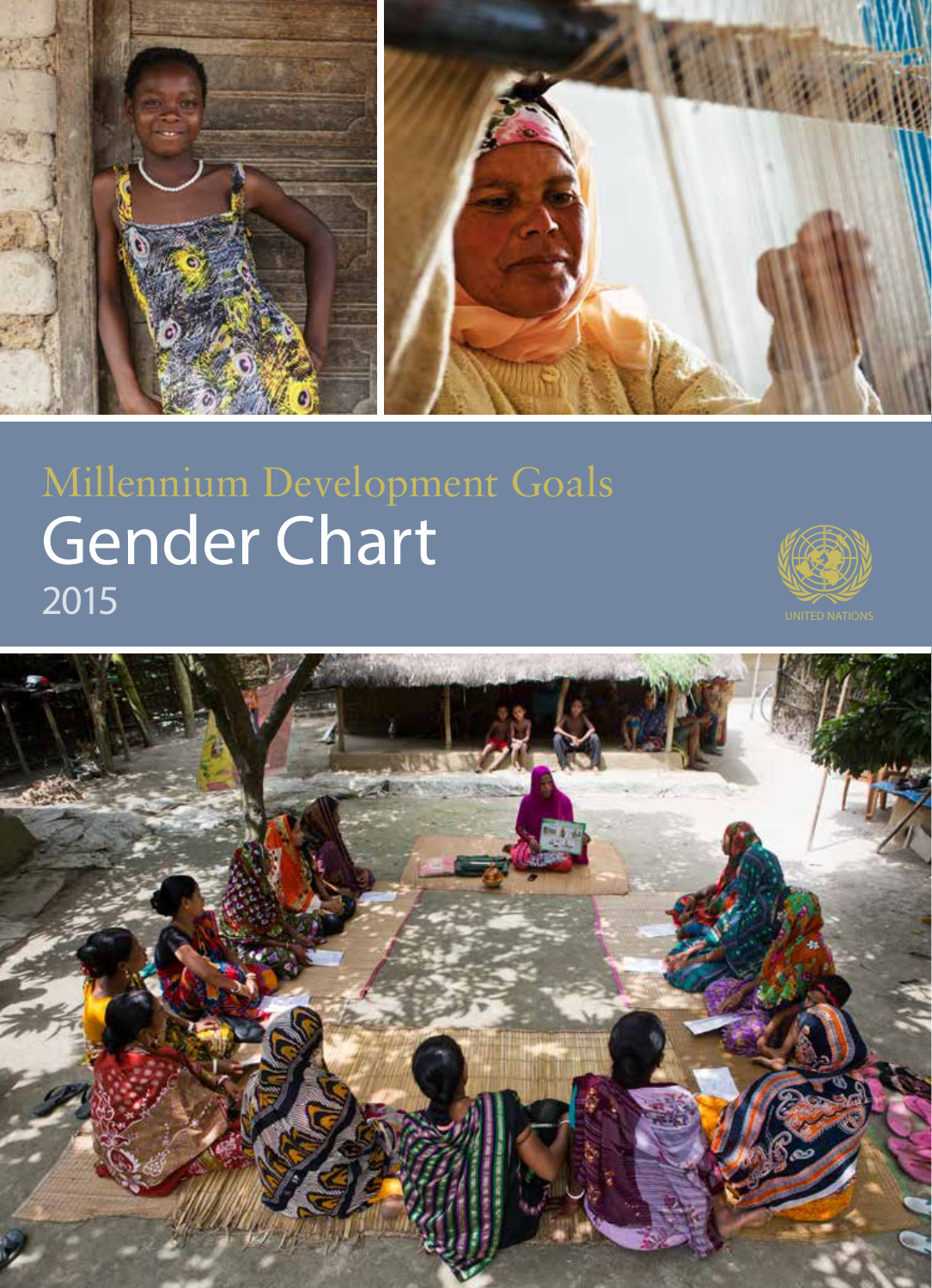Millennium Development Goals

# Gender Chart

2015

UNITED NATIONS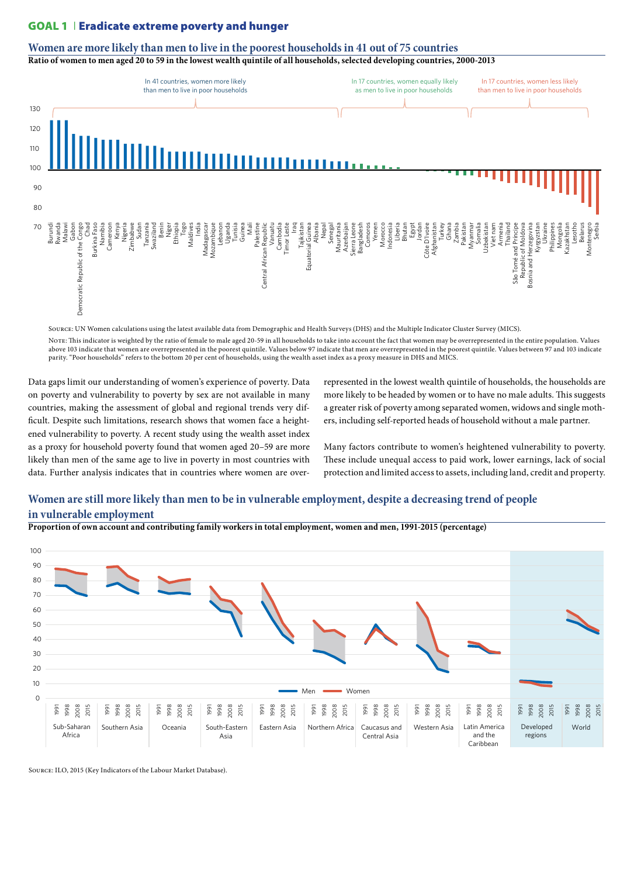**GOAL 1 | Eradicate extreme poverty and hunger**

## Women are more likely than men to live in the poorest households in 41 out of 75 countries

**Ratio of women to men aged 20 to 59 in the lowest wealth quintile of all households, selected developing countries, 2000-2013**

In 41 countries, women more likely than men to live in poor households

In 17 countries, women equally likely as men to live in poor households

In 17 countries, women less likely than men to live in poor households

Burundi, Rwanda, Malawi, Gabon, Democratic Republic of the Congo, Chad, Burkina Faso, Namibia, Cameroon, Kenya, Nigeria, Zimbabwe, Sudan, Tanzania, Swaziland, Benin, Niger, Ethiopia, Togo, Maldives, India, Madagascar, Mozambique, Lebanon, Uganda, Tunisia, Guinea, Mali, Palestine, Central African Republic, Vanuatu, Cambodia, Timor Leste, Iraq, Tajikistan, Equatorial Guinea, Albania, Nepal, Senegal, Mauritania, Azerbaijan, Sierra Leone, Bangladesh, Comoros, Yemen, Morocco, Indonesia, Liberia, Bhutan, Egypt, Jordan, Côte D'Ivoire, Afghanistan, Turkey, Ghana, Zambia, Pakistan, Myanmar, Somalia, Uzbekistan, Viet nam, Armenia, Thailand, São Tomé and Principe, Republic of Moldova, Bosnia and Herzegovina, Kyrgyzstan, Ukraine, Philippines, Mongolia, Kazakhstan, Lesotho, Belarus, Montenegro, Serbia

Source: UN Women calculations using the latest available data from Demographic and Health Surveys (DHS) and the Multiple Indicator Cluster Survey (MICS).

Note: This indicator is weighted by the ratio of female to male aged 20-59 in all households to take into account the fact that women may be overrepresented in the entire population. Values above 103 indicate that women are overrepresented in the poorest quintile. Values below 97 indicate that men are overrepresented in the poorest quintile. Values between 97 and 103 indicate parity. "Poor households" refers to the bottom 20 per cent of households, using the wealth asset index as a proxy measure in DHS and MICS.

Data gaps limit our understanding of women's experience of poverty. Data on poverty and vulnerability to poverty by sex are not available in many countries, making the assessment of global and regional trends very difficult. Despite such limitations, research shows that women face a heightened vulnerability to poverty. A recent study using the wealth asset index as a proxy for household poverty found that women aged 20–59 are more likely than men of the same age to live in poverty in most countries with data. Further analysis indicates that in countries where women are overrepresented in the lowest wealth quintile of households, the households are more likely to be headed by women or to have no male adults. This suggests a greater risk of poverty among separated women, widows and single mothers, including self-reported heads of household without a male partner.

Many factors contribute to women's heightened vulnerability to poverty. These include unequal access to paid work, lower earnings, lack of social protection and limited access to assets, including land, credit and property.

## Women are still more likely than men to be in vulnerable employment, despite a decreasing trend of people in vulnerable employment

**Proportion of own account and contributing family workers in total employment, women and men, 1991-2015 (percentage)**

Men, Women

Sub-Saharan Africa, Southern Asia, Oceania, South-Eastern Asia, Eastern Asia, Northern Africa, Caucasus and Central Asia, Western Asia, Latin America and the Caribbean, Developed regions, World (1991, 1998, 2008, 2015)

Source: ILO, 2015 (Key Indicators of the Labour Market Database).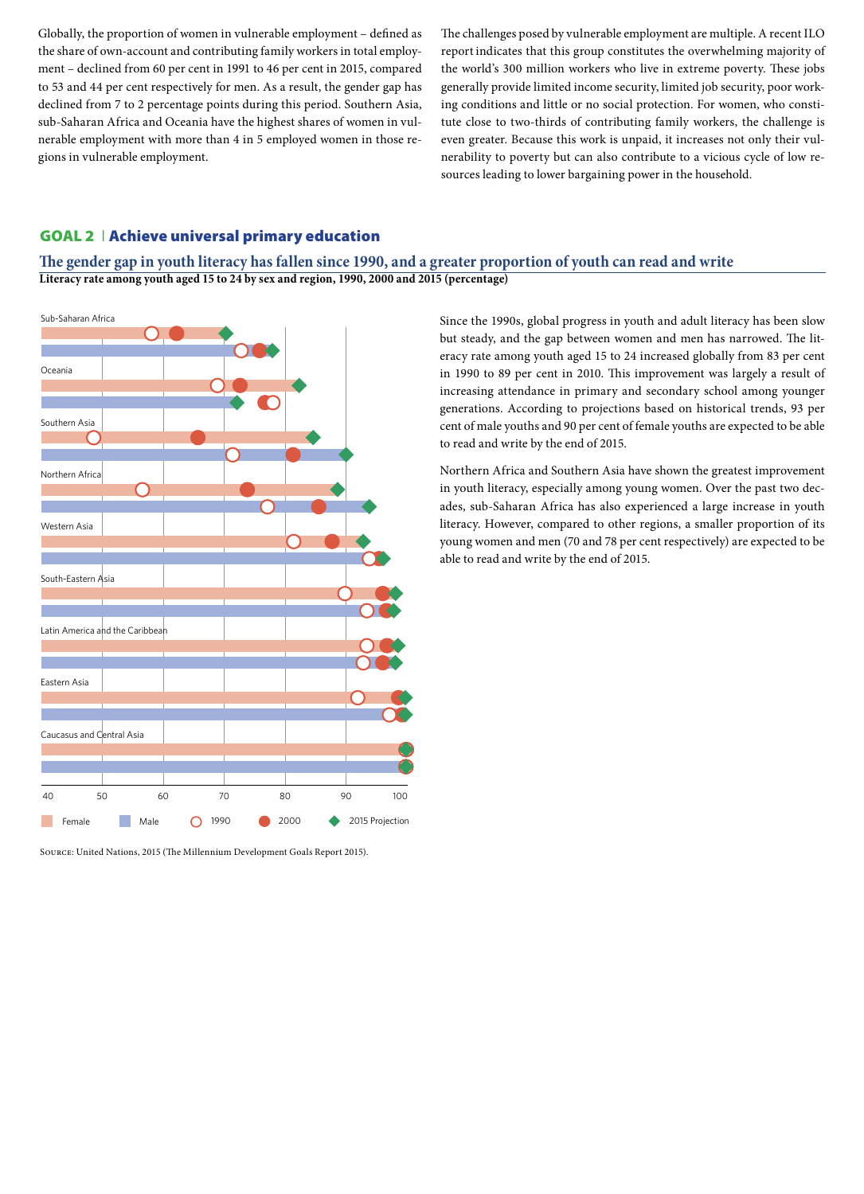Globally, the proportion of women in vulnerable employment – defined as the share of own-account and contributing family workers in total employment – declined from 60 per cent in 1991 to 46 per cent in 2015, compared to 53 and 44 per cent respectively for men. As a result, the gender gap has declined from 7 to 2 percentage points during this period. Southern Asia, sub-Saharan Africa and Oceania have the highest shares of women in vulnerable employment with more than 4 in 5 employed women in those regions in vulnerable employment.

The challenges posed by vulnerable employment are multiple. A recent ILO report indicates that this group constitutes the overwhelming majority of the world's 300 million workers who live in extreme poverty. These jobs generally provide limited income security, limited job security, poor working conditions and little or no social protection. For women, who constitute close to two-thirds of contributing family workers, the challenge is even greater. Because this work is unpaid, it increases not only their vulnerability to poverty but can also contribute to a vicious cycle of low resources leading to lower bargaining power in the household.

## GOAL 2 | Achieve universal primary education

### The gender gap in youth literacy has fallen since 1990, and a greater proportion of youth can read and write

**Literacy rate among youth aged 15 to 24 by sex and region, 1990, 2000 and 2015 (percentage)**

Regions shown: Sub-Saharan Africa; Oceania; Southern Asia; Northern Africa; Western Asia; South-Eastern Asia; Latin America and the Caribbean; Eastern Asia; Caucasus and Central Asia.

Axis: 40, 50, 60, 70, 80, 90, 100

Legend: Female; Male; 1990; 2000; 2015 Projection

Source: United Nations, 2015 (The Millennium Development Goals Report 2015).

Since the 1990s, global progress in youth and adult literacy has been slow but steady, and the gap between women and men has narrowed. The literacy rate among youth aged 15 to 24 increased globally from 83 per cent in 1990 to 89 per cent in 2010. This improvement was largely a result of increasing attendance in primary and secondary school among younger generations. According to projections based on historical trends, 93 per cent of male youths and 90 per cent of female youths are expected to be able to read and write by the end of 2015.

Northern Africa and Southern Asia have shown the greatest improvement in youth literacy, especially among young women. Over the past two decades, sub-Saharan Africa has also experienced a large increase in youth literacy. However, compared to other regions, a smaller proportion of its young women and men (70 and 78 per cent respectively) are expected to be able to read and write by the end of 2015.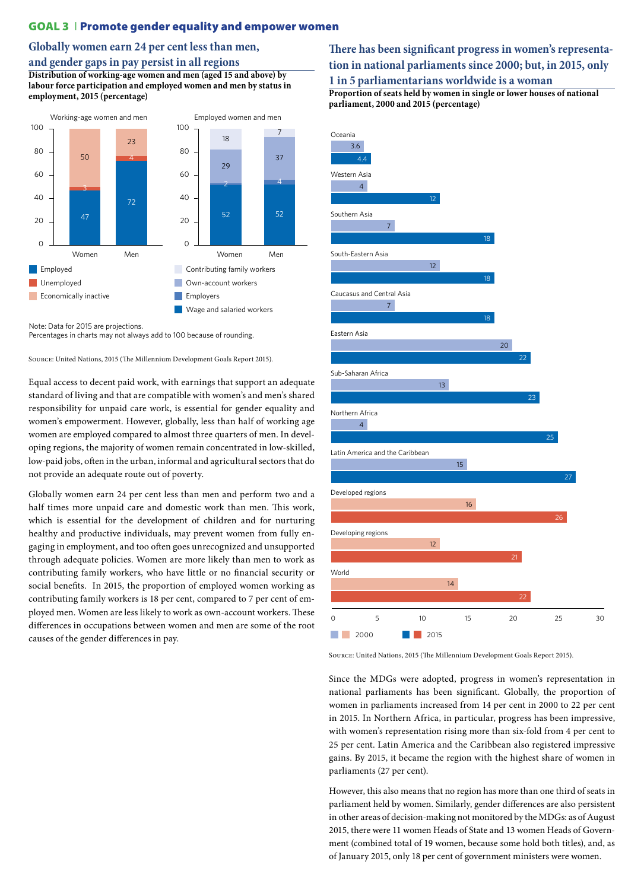# GOAL 3 | Promote gender equality and empower women

## Globally women earn 24 per cent less than men, and gender gaps in pay persist in all regions

**Distribution of working-age women and men (aged 15 and above) by labour force participation and employed women and men by status in employment, 2015 (percentage)**

Working-age women and men

| | Women | Men |
|---|---|---|
| Employed | 47 | 72 |
| Unemployed | 3 | 4 |
| Economically inactive | 50 | 23 |

Employed women and men

| | Women | Men |
|---|---|---|
| Wage and salaried workers | 52 | 52 |
| Employers | 2 | 4 |
| Own-account workers | 29 | 37 |
| Contributing family workers | 18 | 7 |

Note: Data for 2015 are projections.
Percentages in charts may not always add to 100 because of rounding.

Source: United Nations, 2015 (The Millennium Development Goals Report 2015).

Equal access to decent paid work, with earnings that support an adequate standard of living and that are compatible with women's and men's shared responsibility for unpaid care work, is essential for gender equality and women's empowerment. However, globally, less than half of working age women are employed compared to almost three quarters of men. In developing regions, the majority of women remain concentrated in low-skilled, low-paid jobs, often in the urban, informal and agricultural sectors that do not provide an adequate route out of poverty.

Globally women earn 24 per cent less than men and perform two and a half times more unpaid care and domestic work than men. This work, which is essential for the development of children and for nurturing healthy and productive individuals, may prevent women from fully engaging in employment, and too often goes unrecognized and unsupported through adequate policies. Women are more likely than men to work as contributing family workers, who have little or no financial security or social benefits. In 2015, the proportion of employed women working as contributing family workers is 18 per cent, compared to 7 per cent of employed men. Women are less likely to work as own-account workers. These differences in occupations between women and men are some of the root causes of the gender differences in pay.

## There has been significant progress in women's representation in national parliaments since 2000; but, in 2015, only 1 in 5 parliamentarians worldwide is a woman

**Proportion of seats held by women in single or lower houses of national parliament, 2000 and 2015 (percentage)**

| Region | 2000 | 2015 |
|---|---|---|
| Oceania | 3.6 | 4.4 |
| Western Asia | 4 | 12 |
| Southern Asia | 7 | 18 |
| South-Eastern Asia | 12 | 18 |
| Caucasus and Central Asia | 7 | 18 |
| Eastern Asia | 20 | 22 |
| Sub-Saharan Africa | 13 | 23 |
| Northern Africa | 4 | 25 |
| Latin America and the Caribbean | 15 | 27 |
| Developed regions | 16 | 26 |
| Developing regions | 12 | 21 |
| World | 14 | 22 |

Source: United Nations, 2015 (The Millennium Development Goals Report 2015).

Since the MDGs were adopted, progress in women's representation in national parliaments has been significant. Globally, the proportion of women in parliaments increased from 14 per cent in 2000 to 22 per cent in 2015. In Northern Africa, in particular, progress has been impressive, with women's representation rising more than six-fold from 4 per cent to 25 per cent. Latin America and the Caribbean also registered impressive gains. By 2015, it became the region with the highest share of women in parliaments (27 per cent).

However, this also means that no region has more than one third of seats in parliament held by women. Similarly, gender differences are also persistent in other areas of decision-making not monitored by the MDGs: as of August 2015, there were 11 women Heads of State and 13 women Heads of Government (combined total of 19 women, because some hold both titles), and, as of January 2015, only 18 per cent of government ministers were women.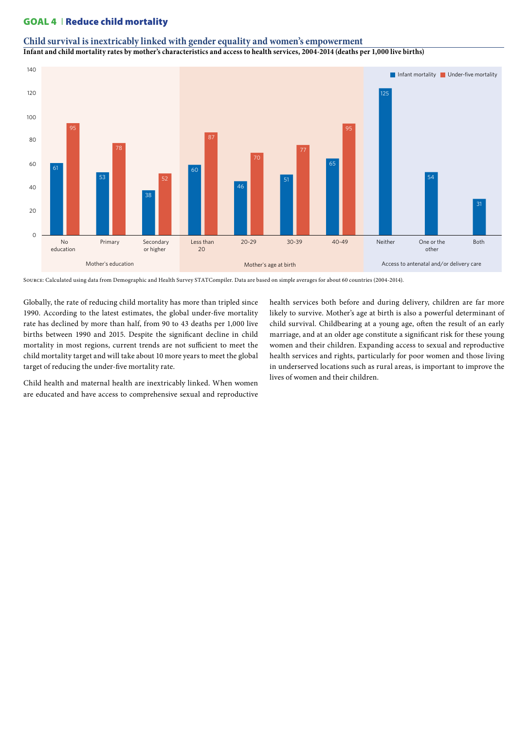## GOAL 4 | Reduce child mortality

### Child survival is inextricably linked with gender equality and women's empowerment

**Infant and child mortality rates by mother's characteristics and access to health services, 2004-2014 (deaths per 1,000 live births)**

| Category | Group | Infant mortality | Under-five mortality |
|---|---|---|---|
| Mother's education | No education | 61 | 95 |
| | Primary | 53 | 78 |
| | Secondary or higher | 38 | 52 |
| Mother's age at birth | Less than 20 | 60 | 87 |
| | 20-29 | 46 | 70 |
| | 30-39 | 51 | 77 |
| | 40-49 | 65 | 95 |
| Access to antenatal and/or delivery care | Neither | 125 | |
| | One or the other | 54 | |
| | Both | 31 | |

SOURCE: Calculated using data from Demographic and Health Survey STATCompiler. Data are based on simple averages for about 60 countries (2004-2014).

Globally, the rate of reducing child mortality has more than tripled since 1990. According to the latest estimates, the global under-five mortality rate has declined by more than half, from 90 to 43 deaths per 1,000 live births between 1990 and 2015. Despite the significant decline in child mortality in most regions, current trends are not sufficient to meet the child mortality target and will take about 10 more years to meet the global target of reducing the under-five mortality rate.

Child health and maternal health are inextricably linked. When women are educated and have access to comprehensive sexual and reproductive health services both before and during delivery, children are far more likely to survive. Mother's age at birth is also a powerful determinant of child survival. Childbearing at a young age, often the result of an early marriage, and at an older age constitute a significant risk for these young women and their children. Expanding access to sexual and reproductive health services and rights, particularly for poor women and those living in underserved locations such as rural areas, is important to improve the lives of women and their children.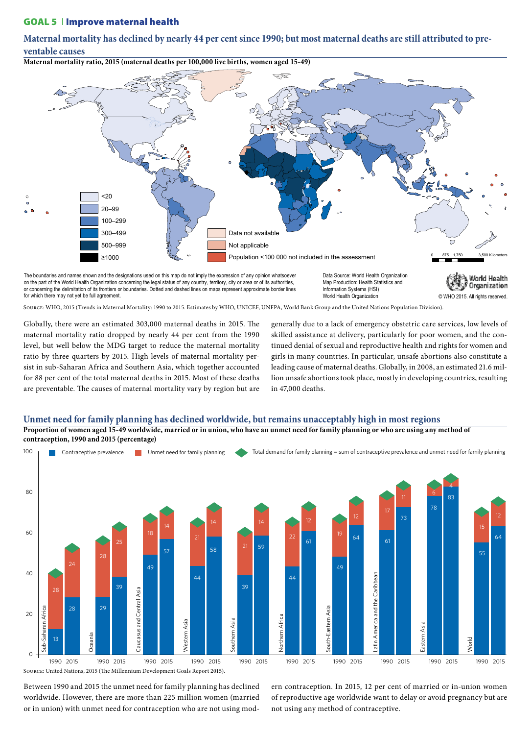## GOAL 5 | Improve maternal health

### Maternal mortality has declined by nearly 44 per cent since 1990; but most maternal deaths are still attributed to preventable causes

**Maternal mortality ratio, 2015 (maternal deaths per 100,000 live births, women aged 15-49)**

<20
20–99
100–299
300–499
500–999
≥1000

Data not available
Not applicable
Population <100 000 not included in the assessment

0 875 1,750 3,500 Kilometers

The boundaries and names shown and the designations used on this map do not imply the expression of any opinion whatsoever on the part of the World Health Organization concerning the legal status of any country, territory, city or area or of its authorities, or concerning the delimitation of its frontiers or boundaries. Dotted and dashed lines on maps represent approximate border lines for which there may not yet be full agreement.

Data Source: World Health Organization
Map Production: Health Statistics and Information Systems (HSI)
World Health Organization

World Health Organization

© WHO 2015. All rights reserved.

Source: WHO, 2015 (Trends in Maternal Mortality: 1990 to 2015. Estimates by WHO, UNICEF, UNFPA, World Bank Group and the United Nations Population Division).

Globally, there were an estimated 303,000 maternal deaths in 2015. The maternal mortality ratio dropped by nearly 44 per cent from the 1990 level, but well below the MDG target to reduce the maternal mortality ratio by three quarters by 2015. High levels of maternal mortality persist in sub-Saharan Africa and Southern Asia, which together accounted for 88 per cent of the total maternal deaths in 2015. Most of these deaths are preventable. The causes of maternal mortality vary by region but are generally due to a lack of emergency obstetric care services, low levels of skilled assistance at delivery, particularly for poor women, and the continued denial of sexual and reproductive health and rights for women and girls in many countries. In particular, unsafe abortions also constitute a leading cause of maternal deaths. Globally, in 2008, an estimated 21.6 million unsafe abortions took place, mostly in developing countries, resulting in 47,000 deaths.

### Unmet need for family planning has declined worldwide, but remains unacceptably high in most regions

**Proportion of women aged 15-49 worldwide, married or in union, who have an unmet need for family planning or who are using any method of contraception, 1990 and 2015 (percentage)**

Contraceptive prevalence; Unmet need for family planning; Total demand for family planning = sum of contraceptive prevalence and unmet need for family planning

| Region | Year | Contraceptive prevalence | Unmet need for family planning |
|---|---|---|---|
| Sub-Saharan Africa | 1990 | 13 | 28 |
| | 2015 | 28 | 24 |
| Oceania | 1990 | 29 | 28 |
| | 2015 | 39 | 25 |
| Caucasus and Central Asia | 1990 | 49 | 18 |
| | 2015 | 57 | 14 |
| Western Asia | 1990 | 44 | 21 |
| | 2015 | 58 | 14 |
| Southern Asia | 1990 | 39 | 21 |
| | 2015 | 59 | 14 |
| Northern Africa | 1990 | 44 | 22 |
| | 2015 | 61 | 12 |
| South-Eastern Asia | 1990 | 49 | 19 |
| | 2015 | 64 | 12 |
| Latin America and the Caribbean | 1990 | 61 | 17 |
| | 2015 | 73 | 11 |
| Eastern Asia | 1990 | 78 | 6 |
| | 2015 | 83 | 4 |
| World | 1990 | 55 | 15 |
| | 2015 | 64 | 12 |

Source: United Nations, 2015 (The Millennium Development Goals Report 2015).

Between 1990 and 2015 the unmet need for family planning has declined worldwide. However, there are more than 225 million women (married or in union) with unmet need for contraception who are not using modern contraception. In 2015, 12 per cent of married or in-union women of reproductive age worldwide want to delay or avoid pregnancy but are not using any method of contraceptive.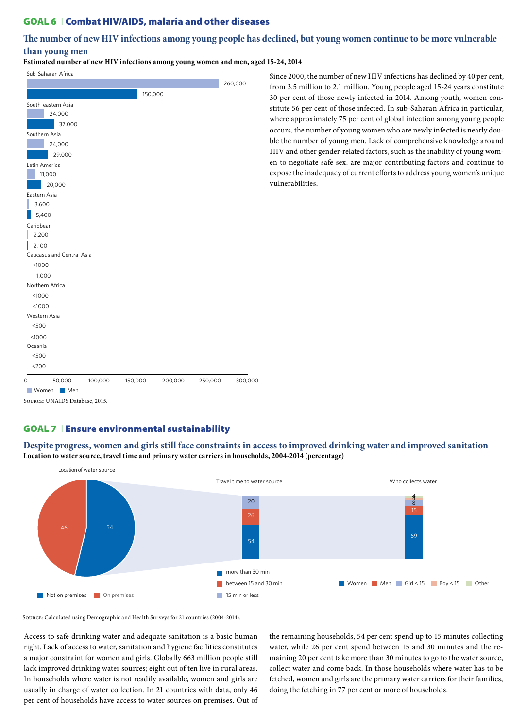## GOAL 6 | Combat HIV/AIDS, malaria and other diseases

### The number of new HIV infections among young people has declined, but young women continue to be more vulnerable than young men

**Estimated number of new HIV infections among young women and men, aged 15-24, 2014**

| Region | Women | Men |
|---|---|---|
| Sub-Saharan Africa | 260,000 | 150,000 |
| South-eastern Asia | 24,000 | 37,000 |
| Southern Asia | 24,000 | 29,000 |
| Latin America | 11,000 | 20,000 |
| Eastern Asia | 3,600 | 5,400 |
| Caribbean | 2,200 | 2,100 |
| Caucasus and Central Asia | <1000 | 1,000 |
| Northern Africa | <1000 | <1000 |
| Western Asia | <500 | <1000 |
| Oceania | <500 | <200 |

Source: UNAIDS Database, 2015.

Since 2000, the number of new HIV infections has declined by 40 per cent, from 3.5 million to 2.1 million. Young people aged 15-24 years constitute 30 per cent of those newly infected in 2014. Among youth, women constitute 56 per cent of those infected. In sub-Saharan Africa in particular, where approximately 75 per cent of global infection among young people occurs, the number of young women who are newly infected is nearly double the number of young men. Lack of comprehensive knowledge around HIV and other gender-related factors, such as the inability of young women to negotiate safe sex, are major contributing factors and continue to expose the inadequacy of current efforts to address young women's unique vulnerabilities.

## GOAL 7 | Ensure environmental sustainability

### Despite progress, women and girls still face constraints in access to improved drinking water and improved sanitation

**Location to water source, travel time and primary water carriers in households, 2004-2014 (percentage)**

Location of water source

| Location | Percentage |
|---|---|
| Not on premises | 54 |
| On premises | 46 |

Travel time to water source

| Travel time | Percentage |
|---|---|
| more than 30 min | 54 |
| between 15 and 30 min | 26 |
| 15 min or less | 20 |

Who collects water

| Collector | Percentage |
|---|---|
| Women | 69 |
| Men | 15 |
| Girl < 15 | 8 |
| Boy < 15 | 4 |
| Other | 4 |

Source: Calculated using Demographic and Health Surveys for 21 countries (2004-2014).

Access to safe drinking water and adequate sanitation is a basic human right. Lack of access to water, sanitation and hygiene facilities constitutes a major constraint for women and girls. Globally 663 million people still lack improved drinking water sources; eight out of ten live in rural areas. In households where water is not readily available, women and girls are usually in charge of water collection. In 21 countries with data, only 46 per cent of households have access to water sources on premises. Out of the remaining households, 54 per cent spend up to 15 minutes collecting water, while 26 per cent spend between 15 and 30 minutes and the remaining 20 per cent take more than 30 minutes to go to the water source, collect water and come back. In those households where water has to be fetched, women and girls are the primary water carriers for their families, doing the fetching in 77 per cent or more of households.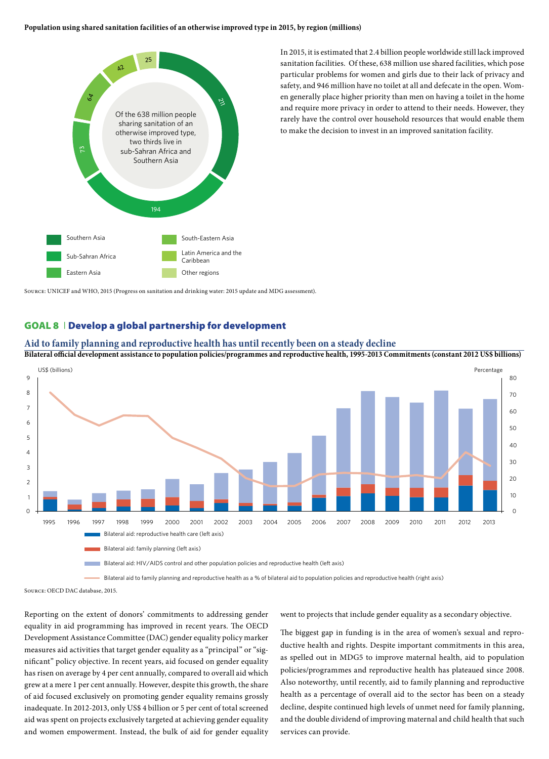**Population using shared sanitation facilities of an otherwise improved type in 2015, by region (millions)**

Of the 638 million people sharing sanitation of an otherwise improved type, two thirds live in sub-Sahran Africa and Southern Asia

211
194
73
64
42
25

Southern Asia
Sub-Sahran Africa
Eastern Asia
South-Eastern Asia
Latin America and the Caribbean
Other regions

Source: UNICEF and WHO, 2015 (Progress on sanitation and drinking water: 2015 update and MDG assessment).

In 2015, it is estimated that 2.4 billion people worldwide still lack improved sanitation facilities. Of these, 638 million use shared facilities, which pose particular problems for women and girls due to their lack of privacy and safety, and 946 million have no toilet at all and defecate in the open. Women generally place higher priority than men on having a toilet in the home and require more privacy in order to attend to their needs. However, they rarely have the control over household resources that would enable them to make the decision to invest in an improved sanitation facility.

## GOAL 8 | Develop a global partnership for development

### Aid to family planning and reproductive health has until recently been on a steady decline

**Bilateral official development assistance to population policies/programmes and reproductive health, 1995-2013 Commitments (constant 2012 US$ billions)**

US$ (billions)
Percentage
0 1 2 3 4 5 6 7 8 9
0 10 20 30 40 50 60 70 80
1995 1996 1997 1998 1999 2000 2001 2002 2003 2004 2005 2006 2007 2008 2009 2010 2011 2012 2013

Bilateral aid: reproductive health care (left axis)
Bilateral aid: family planning (left axis)
Bilateral aid: HIV/AIDS control and other population policies and reproductive health (left axis)
Bilateral aid to family planning and reproductive health as a % of bilateral aid to population policies and reproductive health (right axis)

Source: OECD DAC database, 2015.

Reporting on the extent of donors' commitments to addressing gender equality in aid programming has improved in recent years. The OECD Development Assistance Committee (DAC) gender equality policy marker measures aid activities that target gender equality as a "principal" or "significant" policy objective. In recent years, aid focused on gender equality has risen on average by 4 per cent annually, compared to overall aid which grew at a mere 1 per cent annually. However, despite this growth, the share of aid focused exclusively on promoting gender equality remains grossly inadequate. In 2012-2013, only US$ 4 billion or 5 per cent of total screened aid was spent on projects exclusively targeted at achieving gender equality and women empowerment. Instead, the bulk of aid for gender equality went to projects that include gender equality as a secondary objective.

The biggest gap in funding is in the area of women's sexual and reproductive health and rights. Despite important commitments in this area, as spelled out in MDG5 to improve maternal health, aid to population policies/programmes and reproductive health has plateaued since 2008. Also noteworthy, until recently, aid to family planning and reproductive health as a percentage of overall aid to the sector has been on a steady decline, despite continued high levels of unmet need for family planning, and the double dividend of improving maternal and child health that such services can provide.